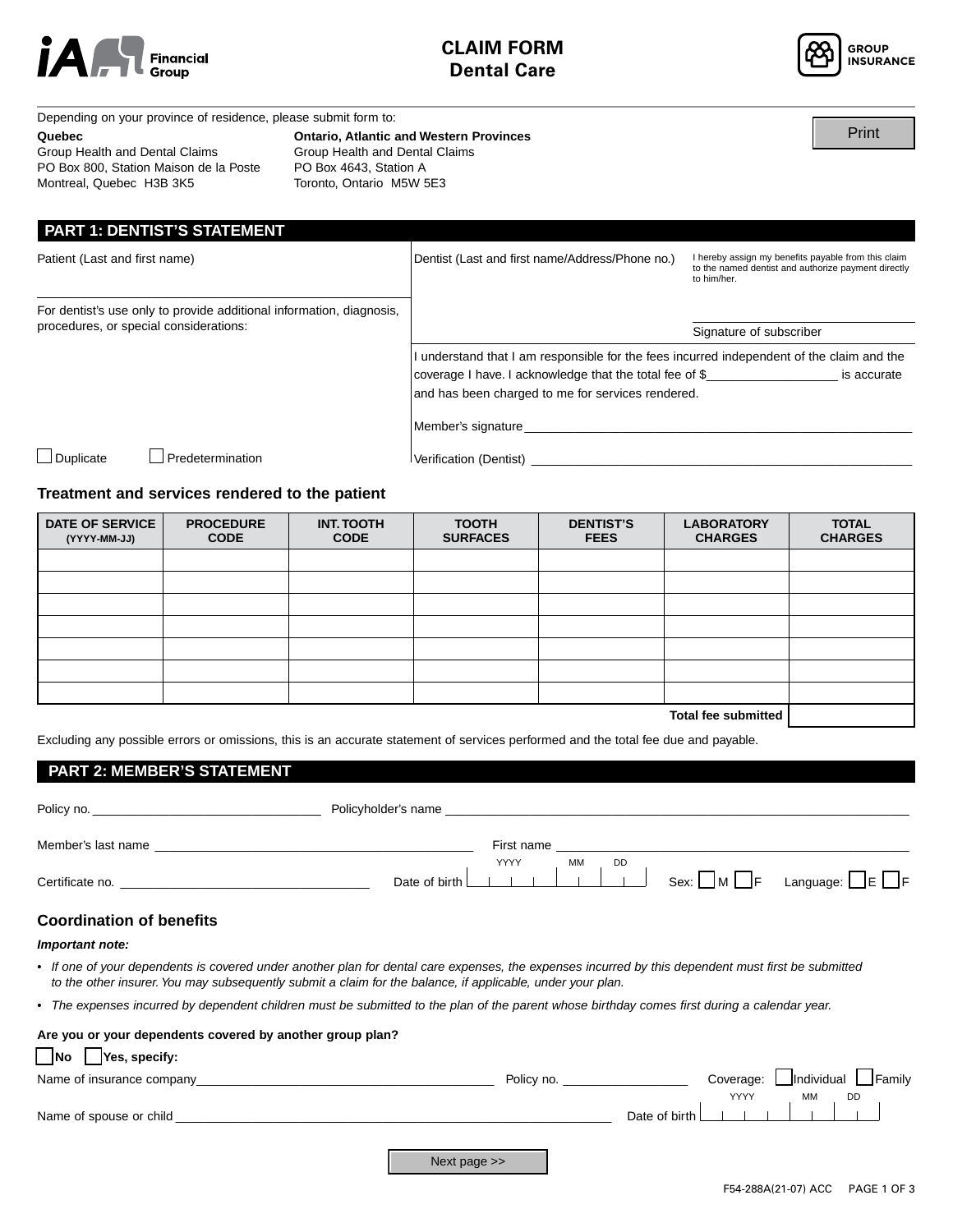# CLAIM FORM
## Dental Care

GROUP INSURANCE

Depending on your province of residence, please submit form to:

**Quebec**
Group Health and Dental Claims
PO Box 800, Station Maison de la Poste
Montreal, Quebec H3B 3K5

**Ontario, Atlantic and Western Provinces**
Group Health and Dental Claims
PO Box 4643, Station A
Toronto, Ontario M5W 5E3

Print

## PART 1: DENTIST'S STATEMENT

Patient (Last and first name)

For dentist's use only to provide additional information, diagnosis, procedures, or special considerations:

☐ Duplicate ☐ Predetermination

Dentist (Last and first name/Address/Phone no.)

I hereby assign my benefits payable from this claim to the named dentist and authorize payment directly to him/her.

Signature of subscriber

I understand that I am responsible for the fees incurred independent of the claim and the coverage I have. I acknowledge that the total fee of $__________________ is accurate and has been charged to me for services rendered.

Member's signature ______________________________________________

Verification (Dentist) ______________________________________________

### Treatment and services rendered to the patient

| DATE OF SERVICE (YYYY-MM-JJ) | PROCEDURE CODE | INT. TOOTH CODE | TOOTH SURFACES | DENTIST'S FEES | LABORATORY CHARGES | TOTAL CHARGES |
|---|---|---|---|---|---|---|
| | | | | | | |
| | | | | | | |
| | | | | | | |
| | | | | | | |
| | | | | | | |
| | | | | | | |
| | | | | | | |
| | | | | | Total fee submitted | |

Excluding any possible errors or omissions, this is an accurate statement of services performed and the total fee due and payable.

## PART 2: MEMBER'S STATEMENT

Policy no. ______________________ Policyholder's name ______________________________________________

Member's last name ______________________________ First name ______________________________

Certificate no. ______________________ Date of birth (YYYY MM DD) Sex: ☐ M ☐ F Language: ☐ E ☐ F

### Coordination of benefits

***Important note:***

- *If one of your dependents is covered under another plan for dental care expenses, the expenses incurred by this dependent must first be submitted to the other insurer. You may subsequently submit a claim for the balance, if applicable, under your plan.*
- *The expenses incurred by dependent children must be submitted to the plan of the parent whose birthday comes first during a calendar year.*

**Are you or your dependents covered by another group plan?**

☐ **No** ☐ **Yes, specify:**

Name of insurance company______________________________ Policy no. ______________ Coverage: ☐ Individual ☐ Family

Name of spouse or child ______________________________________________ Date of birth (YYYY MM DD)

Next page >>

F54-288A(21-07) ACC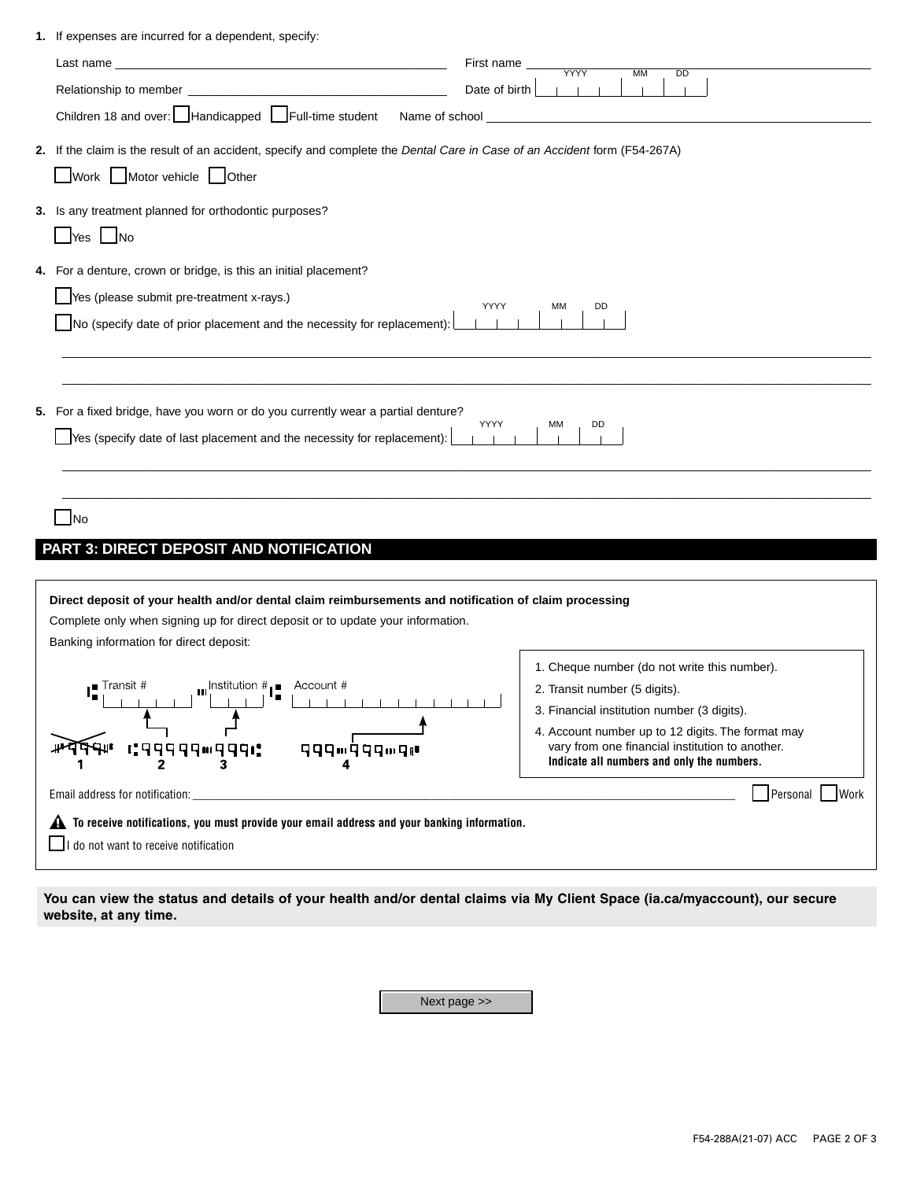1. If expenses are incurred for a dependent, specify:

   Last name ____________________ First name ____________________

   Relationship to member ____________________ Date of birth (YYYY MM DD) ____________________

   Children 18 and over: ☐ Handicapped ☐ Full-time student Name of school ____________________

2. If the claim is the result of an accident, specify and complete the *Dental Care in Case of an Accident* form (F54-267A)

   ☐ Work ☐ Motor vehicle ☐ Other

3. Is any treatment planned for orthodontic purposes?

   ☐ Yes ☐ No

4. For a denture, crown or bridge, is this an initial placement?

   ☐ Yes (please submit pre-treatment x-rays.)

   ☐ No (specify date of prior placement and the necessity for replacement): (YYYY MM DD) ____________________

   ____________________________________________________________

   ____________________________________________________________

5. For a fixed bridge, have you worn or do you currently wear a partial denture?

   ☐ Yes (specify date of last placement and the necessity for replacement): (YYYY MM DD) ____________________

   ____________________________________________________________

   ____________________________________________________________

   ☐ No

## PART 3: DIRECT DEPOSIT AND NOTIFICATION

**Direct deposit of your health and/or dental claim reimbursements and notification of claim processing**

Complete only when signing up for direct deposit or to update your information.

Banking information for direct deposit:

Transit # ____________ Institution # ____________ Account # ____________

1. Cheque number (do not write this number).
2. Transit number (5 digits).
3. Financial institution number (3 digits).
4. Account number up to 12 digits. The format may vary from one financial institution to another. **Indicate all numbers and only the numbers.**

Email address for notification: ____________________ ☐ Personal ☐ Work

**To receive notifications, you must provide your email address and your banking information.**

☐ I do not want to receive notification

**You can view the status and details of your health and/or dental claims via My Client Space (ia.ca/myaccount), our secure website, at any time.**

Next page >>

F54-288A(21-07) ACC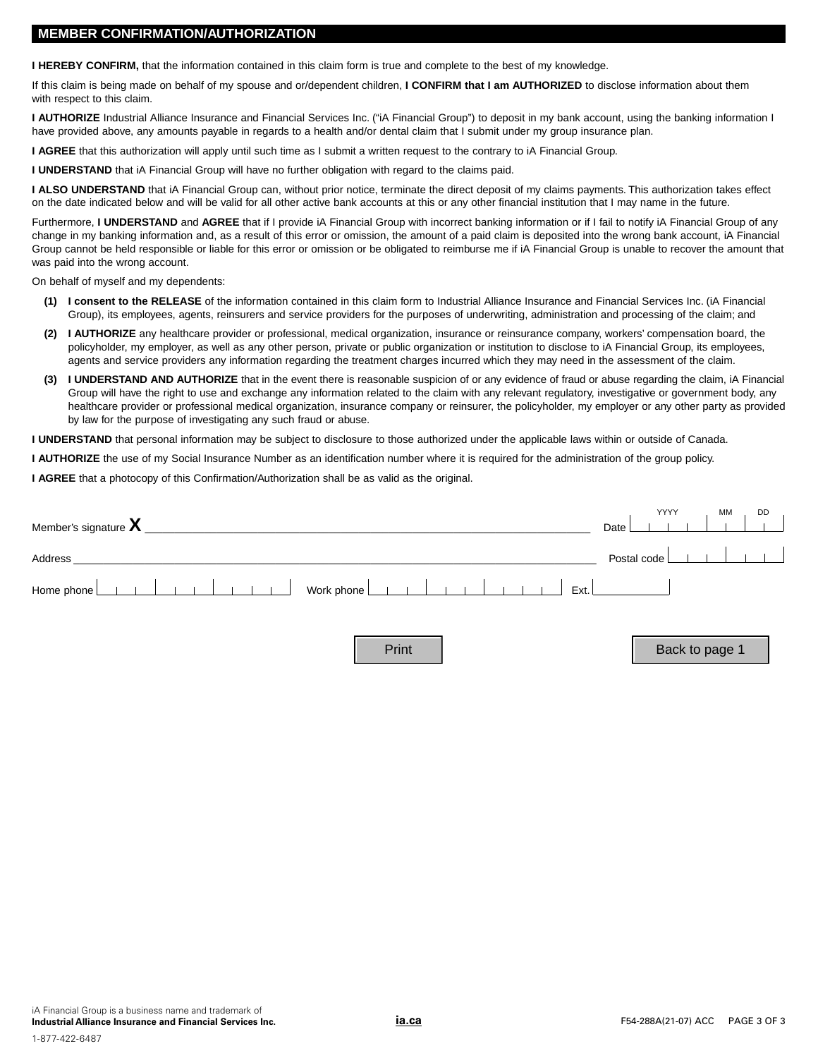## MEMBER CONFIRMATION/AUTHORIZATION

**I HEREBY CONFIRM,** that the information contained in this claim form is true and complete to the best of my knowledge.

If this claim is being made on behalf of my spouse and or/dependent children, **I CONFIRM that I am AUTHORIZED** to disclose information about them with respect to this claim.

**I AUTHORIZE** Industrial Alliance Insurance and Financial Services Inc. ("iA Financial Group") to deposit in my bank account, using the banking information I have provided above, any amounts payable in regards to a health and/or dental claim that I submit under my group insurance plan.

**I AGREE** that this authorization will apply until such time as I submit a written request to the contrary to iA Financial Group.

**I UNDERSTAND** that iA Financial Group will have no further obligation with regard to the claims paid.

**I ALSO UNDERSTAND** that iA Financial Group can, without prior notice, terminate the direct deposit of my claims payments. This authorization takes effect on the date indicated below and will be valid for all other active bank accounts at this or any other financial institution that I may name in the future.

Furthermore, **I UNDERSTAND** and **AGREE** that if I provide iA Financial Group with incorrect banking information or if I fail to notify iA Financial Group of any change in my banking information and, as a result of this error or omission, the amount of a paid claim is deposited into the wrong bank account, iA Financial Group cannot be held responsible or liable for this error or omission or be obligated to reimburse me if iA Financial Group is unable to recover the amount that was paid into the wrong account.

On behalf of myself and my dependents:

**(1)** **I consent to the RELEASE** of the information contained in this claim form to Industrial Alliance Insurance and Financial Services Inc. (iA Financial Group), its employees, agents, reinsurers and service providers for the purposes of underwriting, administration and processing of the claim; and

**(2)** **I AUTHORIZE** any healthcare provider or professional, medical organization, insurance or reinsurance company, workers' compensation board, the policyholder, my employer, as well as any other person, private or public organization or institution to disclose to iA Financial Group, its employees, agents and service providers any information regarding the treatment charges incurred which they may need in the assessment of the claim.

**(3)** **I UNDERSTAND AND AUTHORIZE** that in the event there is reasonable suspicion of or any evidence of fraud or abuse regarding the claim, iA Financial Group will have the right to use and exchange any information related to the claim with any relevant regulatory, investigative or government body, any healthcare provider or professional medical organization, insurance company or reinsurer, the policyholder, my employer or any other party as provided by law for the purpose of investigating any such fraud or abuse.

**I UNDERSTAND** that personal information may be subject to disclosure to those authorized under the applicable laws within or outside of Canada.

**I AUTHORIZE** the use of my Social Insurance Number as an identification number where it is required for the administration of the group policy.

**I AGREE** that a photocopy of this Confirmation/Authorization shall be as valid as the original.

Member's signature **X** ______________________________ Date (YYYY MM DD) ____________

Address ______________________________ Postal code ____________

Home phone ____________ Work phone ____________ Ext. ________

Print | Back to page 1

iA Financial Group is a business name and trademark of
**Industrial Alliance Insurance and Financial Services Inc.**

1-877-422-6487

**ia.ca**

F54-288A(21-07) ACC